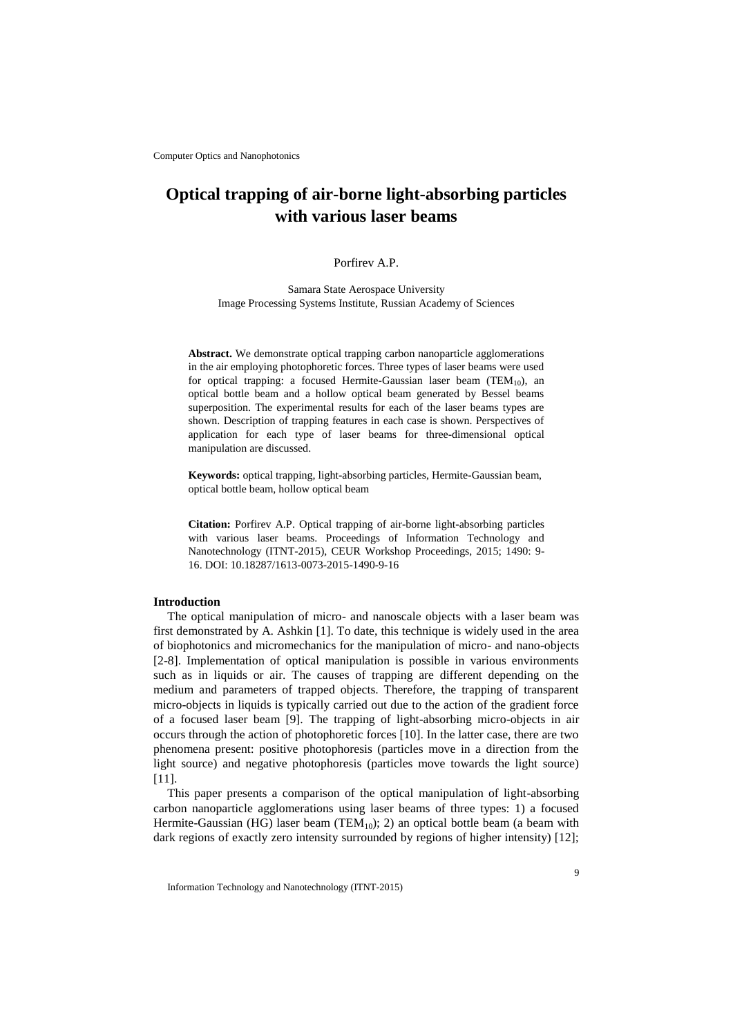# Optical trapping of air-borne light-absorbing particles with various laser beams

Porfirev A.P.

Samara State Aerospace University
Image Processing Systems Institute, Russian Academy of Sciences

**Abstract.** We demonstrate optical trapping carbon nanoparticle agglomerations in the air employing photophoretic forces. Three types of laser beams were used for optical trapping: a focused Hermite-Gaussian laser beam ($TEM_{10}$), an optical bottle beam and a hollow optical beam generated by Bessel beams superposition. The experimental results for each of the laser beams types are shown. Description of trapping features in each case is shown. Perspectives of application for each type of laser beams for three-dimensional optical manipulation are discussed.

**Keywords:** optical trapping, light-absorbing particles, Hermite-Gaussian beam, optical bottle beam, hollow optical beam

**Citation:** Porfirev A.P. Optical trapping of air-borne light-absorbing particles with various laser beams. Proceedings of Information Technology and Nanotechnology (ITNT-2015), CEUR Workshop Proceedings, 2015; 1490: 9-16. DOI: 10.18287/1613-0073-2015-1490-9-16

## Introduction

The optical manipulation of micro- and nanoscale objects with a laser beam was first demonstrated by A. Ashkin [1]. To date, this technique is widely used in the area of biophotonics and micromechanics for the manipulation of micro- and nano-objects [2-8]. Implementation of optical manipulation is possible in various environments such as in liquids or air. The causes of trapping are different depending on the medium and parameters of trapped objects. Therefore, the trapping of transparent micro-objects in liquids is typically carried out due to the action of the gradient force of a focused laser beam [9]. The trapping of light-absorbing micro-objects in air occurs through the action of photophoretic forces [10]. In the latter case, there are two phenomena present: positive photophoresis (particles move in a direction from the light source) and negative photophoresis (particles move towards the light source) [11].

This paper presents a comparison of the optical manipulation of light-absorbing carbon nanoparticle agglomerations using laser beams of three types: 1) a focused Hermite-Gaussian (HG) laser beam ($TEM_{10}$); 2) an optical bottle beam (a beam with dark regions of exactly zero intensity surrounded by regions of higher intensity) [12];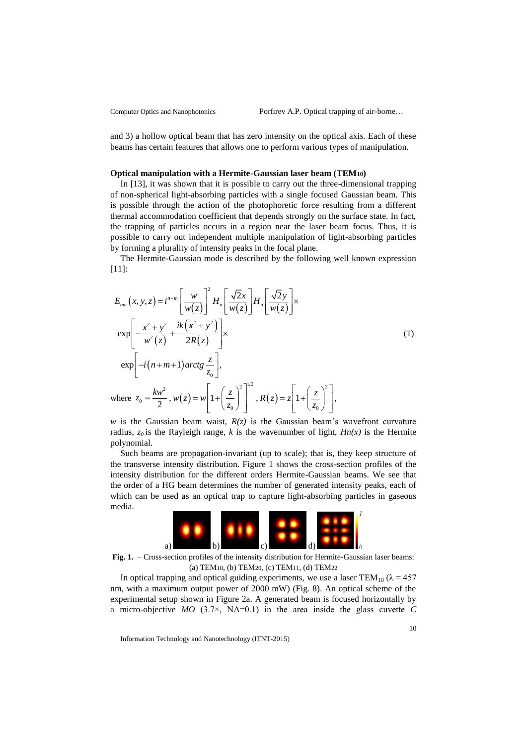and 3) a hollow optical beam that has zero intensity on the optical axis. Each of these beams has certain features that allows one to perform various types of manipulation.

### Optical manipulation with a Hermite-Gaussian laser beam ($TEM_{10}$)

In [13], it was shown that it is possible to carry out the three-dimensional trapping of non-spherical light-absorbing particles with a single focused Gaussian beam. This is possible through the action of the photophoretic force resulting from a different thermal accommodation coefficient that depends strongly on the surface state. In fact, the trapping of particles occurs in a region near the laser beam focus. Thus, it is possible to carry out independent multiple manipulation of light-absorbing particles by forming a plurality of intensity peaks in the focal plane.

The Hermite-Gaussian mode is described by the following well known expression [11]:

$$E_{nm}(x,y,z) = i^{n+m}\left[\frac{w}{w(z)}\right]^2 H_n\left[\frac{\sqrt{2}x}{w(z)}\right] H_n\left[\frac{\sqrt{2}y}{w(z)}\right] \times \exp\left[-\frac{x^2+y^2}{w^2(z)} + \frac{ik(x^2+y^2)}{2R(z)}\right] \times \exp\left[-i(n+m+1)\, arctg\frac{z}{z_0}\right], \quad (1)$$

where $z_0 = \frac{kw^2}{2}$, $w(z) = w\left[1+\left(\frac{z}{z_0}\right)^2\right]^{1/2}$, $R(z) = z\left[1+\left(\frac{z}{z_0}\right)^2\right]$,

$w$ is the Gaussian beam waist, $R(z)$ is the Gaussian beam's wavefront curvature radius, $z_0$ is the Rayleigh range, $k$ is the wavenumber of light, $Hn(x)$ is the Hermite polynomial.

Such beams are propagation-invariant (up to scale); that is, they keep structure of the transverse intensity distribution. Figure 1 shows the cross-section profiles of the intensity distribution for the different orders Hermite-Gaussian beams. We see that the order of a HG beam determines the number of generated intensity peaks, each of which can be used as an optical trap to capture light-absorbing particles in gaseous media.

**Fig. 1.** – Cross-section profiles of the intensity distribution for Hermite-Gaussian laser beams: (a) $TEM_{10}$, (b) $TEM_{20}$, (c) $TEM_{11}$, (d) $TEM_{22}$

In optical trapping and optical guiding experiments, we use a laser $TEM_{10}$ ($\lambda = 457$ nm, with a maximum output power of 2000 mW) (Fig. 8). An optical scheme of the experimental setup shown in Figure 2a. A generated beam is focused horizontally by a micro-objective *MO* (3.7×, NA=0.1) in the area inside the glass cuvette *C*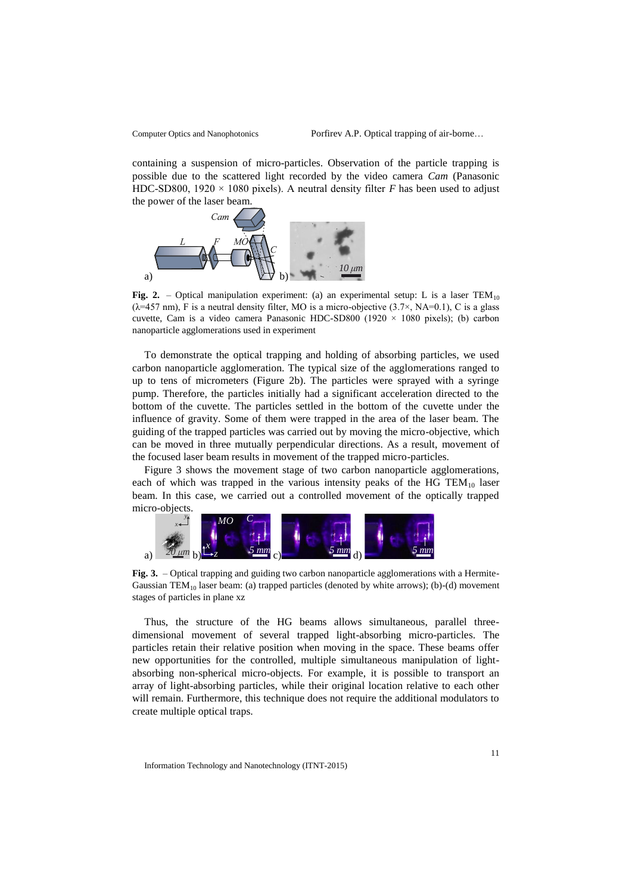containing a suspension of micro-particles. Observation of the particle trapping is possible due to the scattered light recorded by the video camera *Cam* (Panasonic HDC-SD800, 1920 × 1080 pixels). A neutral density filter *F* has been used to adjust the power of the laser beam.

**Fig. 2.** – Optical manipulation experiment: (a) an experimental setup: L is a laser $TEM_{10}$ ($\lambda$=457 nm), F is a neutral density filter, MO is a micro-objective (3.7×, NA=0.1), C is a glass cuvette, Cam is a video camera Panasonic HDC-SD800 (1920 × 1080 pixels); (b) carbon nanoparticle agglomerations used in experiment

To demonstrate the optical trapping and holding of absorbing particles, we used carbon nanoparticle agglomeration. The typical size of the agglomerations ranged to up to tens of micrometers (Figure 2b). The particles were sprayed with a syringe pump. Therefore, the particles initially had a significant acceleration directed to the bottom of the cuvette. The particles settled in the bottom of the cuvette under the influence of gravity. Some of them were trapped in the area of the laser beam. The guiding of the trapped particles was carried out by moving the micro-objective, which can be moved in three mutually perpendicular directions. As a result, movement of the focused laser beam results in movement of the trapped micro-particles.

Figure 3 shows the movement stage of two carbon nanoparticle agglomerations, each of which was trapped in the various intensity peaks of the HG $TEM_{10}$ laser beam. In this case, we carried out a controlled movement of the optically trapped micro-objects.

**Fig. 3.** – Optical trapping and guiding two carbon nanoparticle agglomerations with a Hermite-Gaussian $TEM_{10}$ laser beam: (a) trapped particles (denoted by white arrows); (b)-(d) movement stages of particles in plane xz

Thus, the structure of the HG beams allows simultaneous, parallel three-dimensional movement of several trapped light-absorbing micro-particles. The particles retain their relative position when moving in the space. These beams offer new opportunities for the controlled, multiple simultaneous manipulation of light-absorbing non-spherical micro-objects. For example, it is possible to transport an array of light-absorbing particles, while their original location relative to each other will remain. Furthermore, this technique does not require the additional modulators to create multiple optical traps.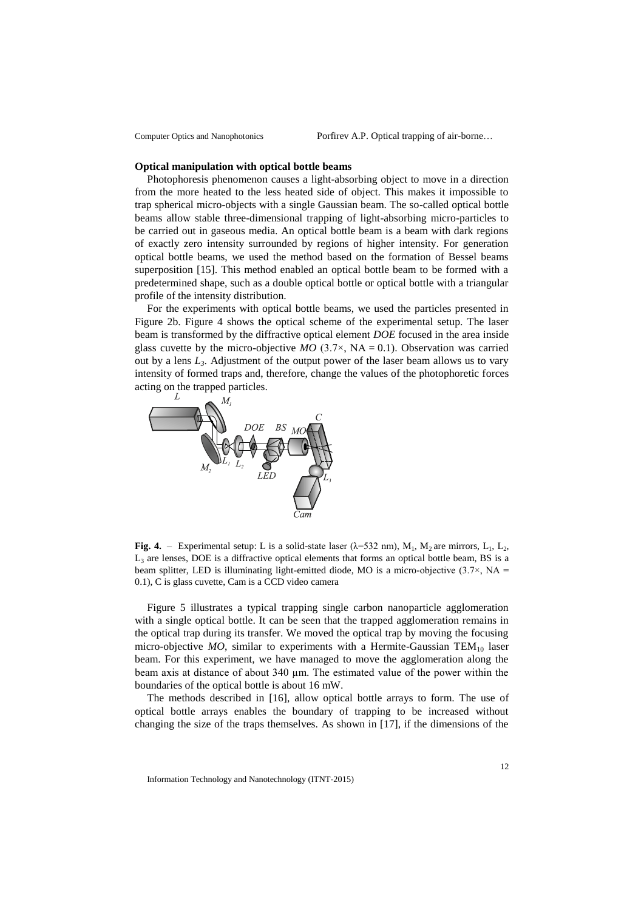### Optical manipulation with optical bottle beams

Photophoresis phenomenon causes a light-absorbing object to move in a direction from the more heated to the less heated side of object. This makes it impossible to trap spherical micro-objects with a single Gaussian beam. The so-called optical bottle beams allow stable three-dimensional trapping of light-absorbing micro-particles to be carried out in gaseous media. An optical bottle beam is a beam with dark regions of exactly zero intensity surrounded by regions of higher intensity. For generation optical bottle beams, we used the method based on the formation of Bessel beams superposition [15]. This method enabled an optical bottle beam to be formed with a predetermined shape, such as a double optical bottle or optical bottle with a triangular profile of the intensity distribution.

For the experiments with optical bottle beams, we used the particles presented in Figure 2b. Figure 4 shows the optical scheme of the experimental setup. The laser beam is transformed by the diffractive optical element *DOE* focused in the area inside glass cuvette by the micro-objective *MO* (3.7×, NA = 0.1). Observation was carried out by a lens $L_3$. Adjustment of the output power of the laser beam allows us to vary intensity of formed traps and, therefore, change the values of the photophoretic forces acting on the trapped particles.

**Fig. 4.** – Experimental setup: L is a solid-state laser (λ=532 nm), $M_1$, $M_2$ are mirrors, $L_1$, $L_2$, $L_3$ are lenses, DOE is a diffractive optical elements that forms an optical bottle beam, BS is a beam splitter, LED is illuminating light-emitted diode, MO is a micro-objective (3.7×, NA = 0.1), C is glass cuvette, Cam is a CCD video camera

Figure 5 illustrates a typical trapping single carbon nanoparticle agglomeration with a single optical bottle. It can be seen that the trapped agglomeration remains in the optical trap during its transfer. We moved the optical trap by moving the focusing micro-objective *MO*, similar to experiments with a Hermite-Gaussian $TEM_{10}$ laser beam. For this experiment, we have managed to move the agglomeration along the beam axis at distance of about 340 µm. The estimated value of the power within the boundaries of the optical bottle is about 16 mW.

The methods described in [16], allow optical bottle arrays to form. The use of optical bottle arrays enables the boundary of trapping to be increased without changing the size of the traps themselves. As shown in [17], if the dimensions of the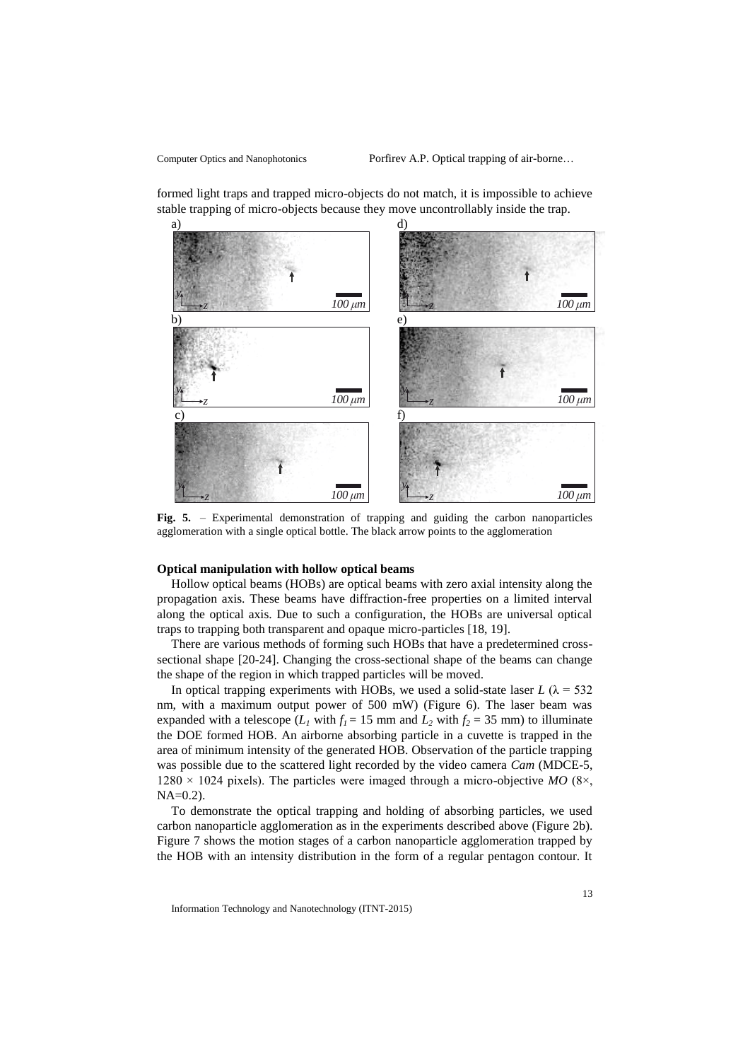formed light traps and trapped micro-objects do not match, it is impossible to achieve stable trapping of micro-objects because they move uncontrollably inside the trap.

**Fig. 5.** – Experimental demonstration of trapping and guiding the carbon nanoparticles agglomeration with a single optical bottle. The black arrow points to the agglomeration

**Optical manipulation with hollow optical beams**

Hollow optical beams (HOBs) are optical beams with zero axial intensity along the propagation axis. These beams have diffraction-free properties on a limited interval along the optical axis. Due to such a configuration, the HOBs are universal optical traps to trapping both transparent and opaque micro-particles [18, 19].

There are various methods of forming such HOBs that have a predetermined cross-sectional shape [20-24]. Changing the cross-sectional shape of the beams can change the shape of the region in which trapped particles will be moved.

In optical trapping experiments with HOBs, we used a solid-state laser $L$ ($\lambda = 532$ nm, with a maximum output power of 500 mW) (Figure 6). The laser beam was expanded with a telescope ($L_1$ with $f_1 = 15$ mm and $L_2$ with $f_2 = 35$ mm) to illuminate the DOE formed HOB. An airborne absorbing particle in a cuvette is trapped in the area of minimum intensity of the generated HOB. Observation of the particle trapping was possible due to the scattered light recorded by the video camera *Cam* (MDCE-5, $1280 \times 1024$ pixels). The particles were imaged through a micro-objective *MO* ($8\times$, NA=0.2).

To demonstrate the optical trapping and holding of absorbing particles, we used carbon nanoparticle agglomeration as in the experiments described above (Figure 2b). Figure 7 shows the motion stages of a carbon nanoparticle agglomeration trapped by the HOB with an intensity distribution in the form of a regular pentagon contour. It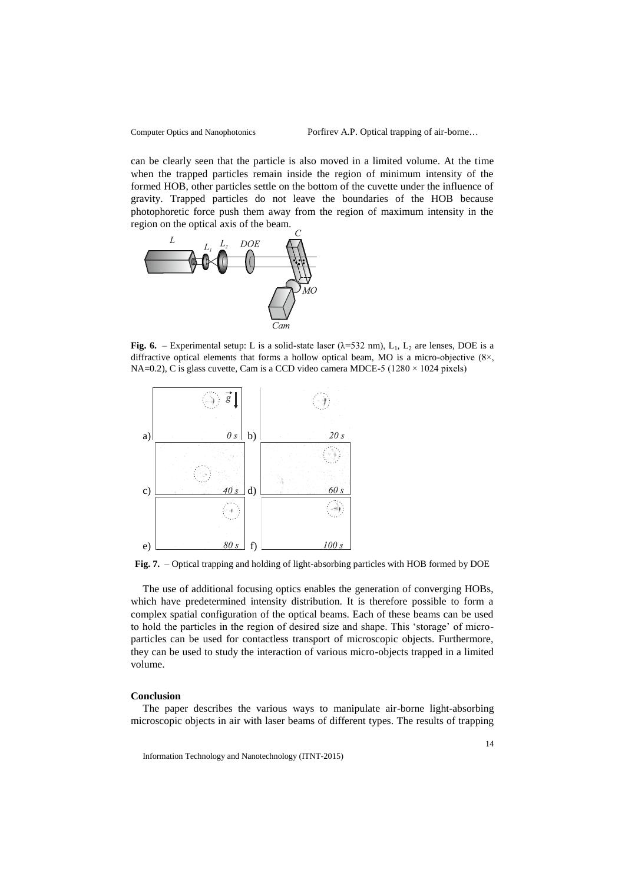can be clearly seen that the particle is also moved in a limited volume. At the time when the trapped particles remain inside the region of minimum intensity of the formed HOB, other particles settle on the bottom of the cuvette under the influence of gravity. Trapped particles do not leave the boundaries of the HOB because photophoretic force push them away from the region of maximum intensity in the region on the optical axis of the beam.

**Fig. 6.** – Experimental setup: L is a solid-state laser ($\lambda$=532 nm), $L_1$, $L_2$ are lenses, DOE is a diffractive optical elements that forms a hollow optical beam, MO is a micro-objective (8×, NA=0.2), C is glass cuvette, Cam is a CCD video camera MDCE-5 (1280 × 1024 pixels)

**Fig. 7.** – Optical trapping and holding of light-absorbing particles with HOB formed by DOE

The use of additional focusing optics enables the generation of converging HOBs, which have predetermined intensity distribution. It is therefore possible to form a complex spatial configuration of the optical beams. Each of these beams can be used to hold the particles in the region of desired size and shape. This 'storage' of micro-particles can be used for contactless transport of microscopic objects. Furthermore, they can be used to study the interaction of various micro-objects trapped in a limited volume.

## Conclusion

The paper describes the various ways to manipulate air-borne light-absorbing microscopic objects in air with laser beams of different types. The results of trapping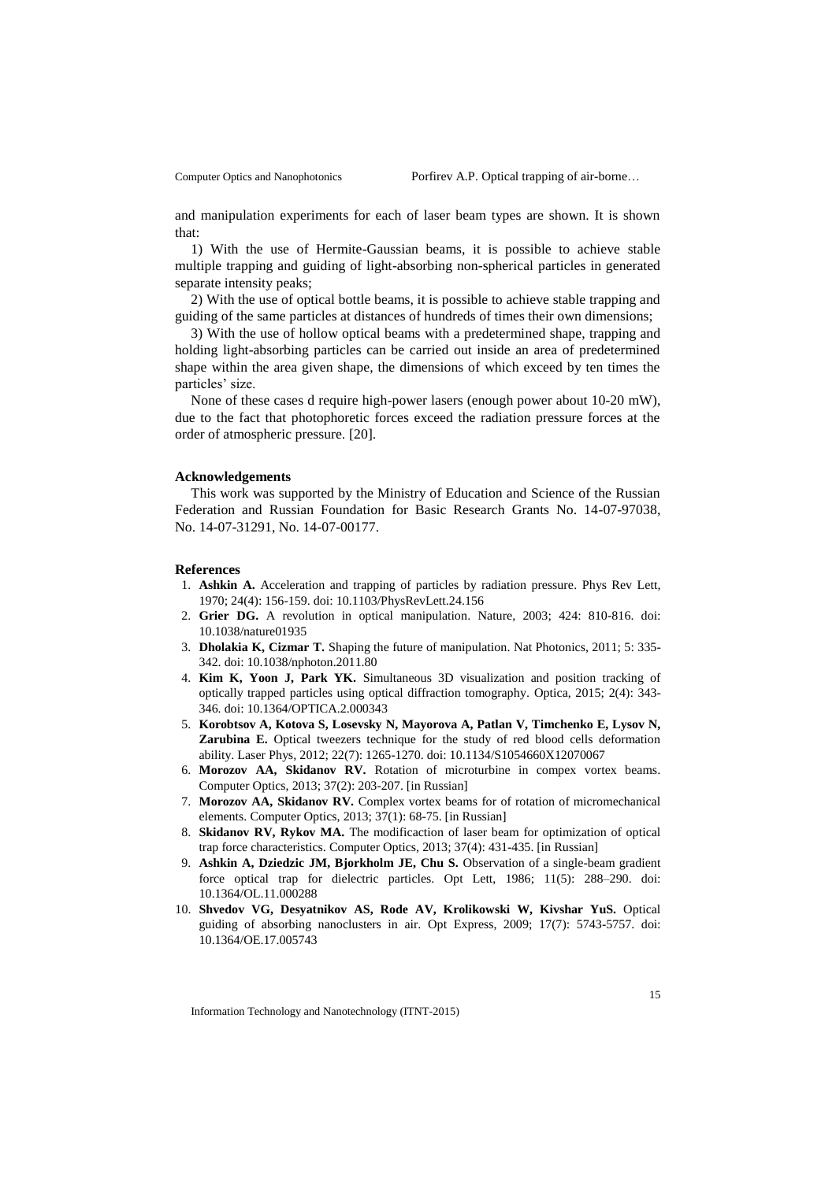and manipulation experiments for each of laser beam types are shown. It is shown that:

1) With the use of Hermite-Gaussian beams, it is possible to achieve stable multiple trapping and guiding of light-absorbing non-spherical particles in generated separate intensity peaks;

2) With the use of optical bottle beams, it is possible to achieve stable trapping and guiding of the same particles at distances of hundreds of times their own dimensions;

3) With the use of hollow optical beams with a predetermined shape, trapping and holding light-absorbing particles can be carried out inside an area of predetermined shape within the area given shape, the dimensions of which exceed by ten times the particles' size.

None of these cases d require high-power lasers (enough power about 10-20 mW), due to the fact that photophoretic forces exceed the radiation pressure forces at the order of atmospheric pressure. [20].

### Acknowledgements

This work was supported by the Ministry of Education and Science of the Russian Federation and Russian Foundation for Basic Research Grants No. 14-07-97038, No. 14-07-31291, No. 14-07-00177.

### References

1. **Ashkin A.** Acceleration and trapping of particles by radiation pressure. Phys Rev Lett, 1970; 24(4): 156-159. doi: 10.1103/PhysRevLett.24.156
2. **Grier DG.** A revolution in optical manipulation. Nature, 2003; 424: 810-816. doi: 10.1038/nature01935
3. **Dholakia K, Cizmar T.** Shaping the future of manipulation. Nat Photonics, 2011; 5: 335-342. doi: 10.1038/nphoton.2011.80
4. **Kim K, Yoon J, Park YK.** Simultaneous 3D visualization and position tracking of optically trapped particles using optical diffraction tomography. Optica, 2015; 2(4): 343-346. doi: 10.1364/OPTICA.2.000343
5. **Korobtsov A, Kotova S, Losevsky N, Mayorova A, Patlan V, Timchenko E, Lysov N, Zarubina E.** Optical tweezers technique for the study of red blood cells deformation ability. Laser Phys, 2012; 22(7): 1265-1270. doi: 10.1134/S1054660X12070067
6. **Morozov AA, Skidanov RV.** Rotation of microturbine in compex vortex beams. Computer Optics, 2013; 37(2): 203-207. [in Russian]
7. **Morozov AA, Skidanov RV.** Complex vortex beams for of rotation of micromechanical elements. Computer Optics, 2013; 37(1): 68-75. [in Russian]
8. **Skidanov RV, Rykov MA.** The modificaction of laser beam for optimization of optical trap force characteristics. Computer Optics, 2013; 37(4): 431-435. [in Russian]
9. **Ashkin A, Dziedzic JM, Bjorkholm JE, Chu S.** Observation of a single-beam gradient force optical trap for dielectric particles. Opt Lett, 1986; 11(5): 288–290. doi: 10.1364/OL.11.000288
10. **Shvedov VG, Desyatnikov AS, Rode AV, Krolikowski W, Kivshar YuS.** Optical guiding of absorbing nanoclusters in air. Opt Express, 2009; 17(7): 5743-5757. doi: 10.1364/OE.17.005743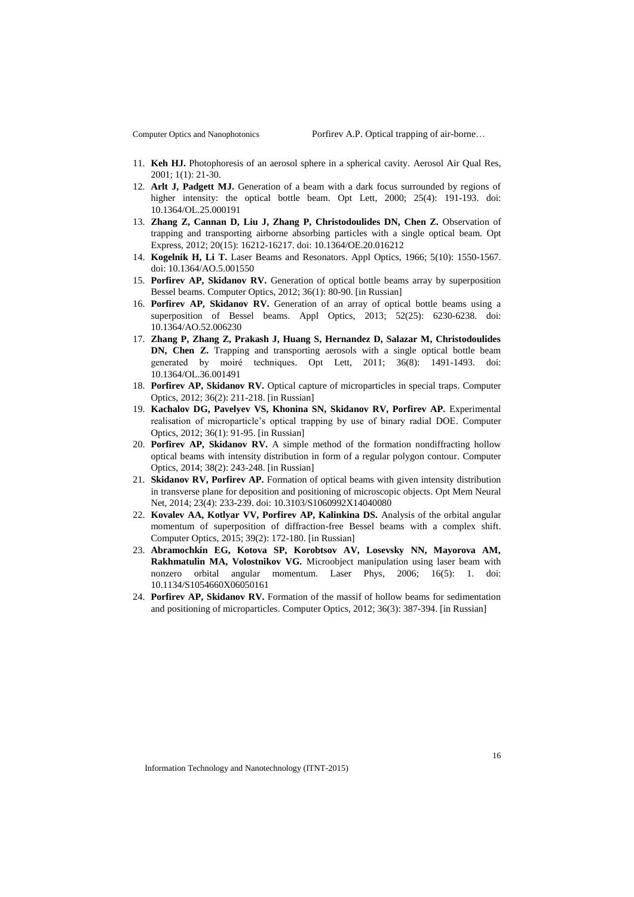11. **Keh HJ.** Photophoresis of an aerosol sphere in a spherical cavity. Aerosol Air Qual Res, 2001; 1(1): 21-30.
12. **Arlt J, Padgett MJ.** Generation of a beam with a dark focus surrounded by regions of higher intensity: the optical bottle beam. Opt Lett, 2000; 25(4): 191-193. doi: 10.1364/OL.25.000191
13. **Zhang Z, Cannan D, Liu J, Zhang P, Christodoulides DN, Chen Z.** Observation of trapping and transporting airborne absorbing particles with a single optical beam. Opt Express, 2012; 20(15): 16212-16217. doi: 10.1364/OE.20.016212
14. **Kogelnik H, Li T.** Laser Beams and Resonators. Appl Optics, 1966; 5(10): 1550-1567. doi: 10.1364/AO.5.001550
15. **Porfirev AP, Skidanov RV.** Generation of optical bottle beams array by superposition Bessel beams. Computer Optics, 2012; 36(1): 80-90. [in Russian]
16. **Porfirev AP, Skidanov RV.** Generation of an array of optical bottle beams using a superposition of Bessel beams. Appl Optics, 2013; 52(25): 6230-6238. doi: 10.1364/AO.52.006230
17. **Zhang P, Zhang Z, Prakash J, Huang S, Hernandez D, Salazar M, Christodoulides DN, Chen Z.** Trapping and transporting aerosols with a single optical bottle beam generated by moiré techniques. Opt Lett, 2011; 36(8): 1491-1493. doi: 10.1364/OL.36.001491
18. **Porfirev AP, Skidanov RV.** Optical capture of microparticles in special traps. Computer Optics, 2012; 36(2): 211-218. [in Russian]
19. **Kachalov DG, Pavelyev VS, Khonina SN, Skidanov RV, Porfirev AP.** Experimental realisation of microparticle's optical trapping by use of binary radial DOE. Computer Optics, 2012; 36(1): 91-95. [in Russian]
20. **Porfirev AP, Skidanov RV.** A simple method of the formation nondiffracting hollow optical beams with intensity distribution in form of a regular polygon contour. Computer Optics, 2014; 38(2): 243-248. [in Russian]
21. **Skidanov RV, Porfirev AP.** Formation of optical beams with given intensity distribution in transverse plane for deposition and positioning of microscopic objects. Opt Mem Neural Net, 2014; 23(4): 233-239. doi: 10.3103/S1060992X14040080
22. **Kovalev AA, Kotlyar VV, Porfirev AP, Kalinkina DS.** Analysis of the orbital angular momentum of superposition of diffraction-free Bessel beams with a complex shift. Computer Optics, 2015; 39(2): 172-180. [in Russian]
23. **Abramochkin EG, Kotova SP, Korobtsov AV, Losevsky NN, Mayorova AM, Rakhmatulin MA, Volostnikov VG.** Microobject manipulation using laser beam with nonzero orbital angular momentum. Laser Phys, 2006; 16(5): 1. doi: 10.1134/S1054660X06050161
24. **Porfirev AP, Skidanov RV.** Formation of the massif of hollow beams for sedimentation and positioning of microparticles. Computer Optics, 2012; 36(3): 387-394. [in Russian]